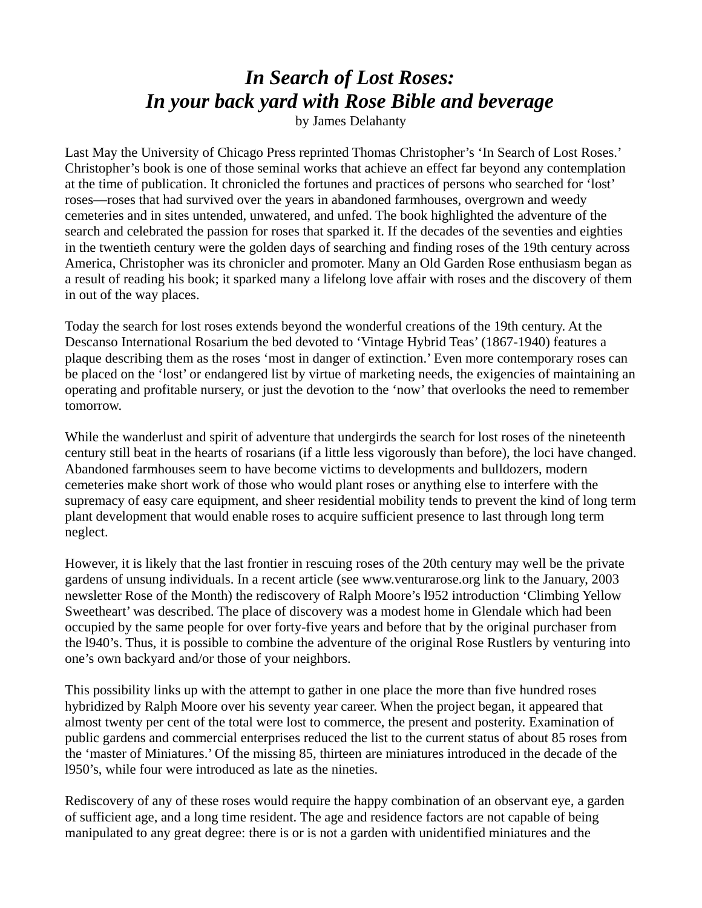# *In Search of Lost Roses: In your back yard with Rose Bible and beverage*

by James Delahanty

Last May the University of Chicago Press reprinted Thomas Christopher's 'In Search of Lost Roses.' Christopher's book is one of those seminal works that achieve an effect far beyond any contemplation at the time of publication. It chronicled the fortunes and practices of persons who searched for 'lost' roses—roses that had survived over the years in abandoned farmhouses, overgrown and weedy cemeteries and in sites untended, unwatered, and unfed. The book highlighted the adventure of the search and celebrated the passion for roses that sparked it. If the decades of the seventies and eighties in the twentieth century were the golden days of searching and finding roses of the 19th century across America, Christopher was its chronicler and promoter. Many an Old Garden Rose enthusiasm began as a result of reading his book; it sparked many a lifelong love affair with roses and the discovery of them in out of the way places.

Today the search for lost roses extends beyond the wonderful creations of the 19th century. At the Descanso International Rosarium the bed devoted to 'Vintage Hybrid Teas' (1867-1940) features a plaque describing them as the roses 'most in danger of extinction.' Even more contemporary roses can be placed on the 'lost' or endangered list by virtue of marketing needs, the exigencies of maintaining an operating and profitable nursery, or just the devotion to the 'now' that overlooks the need to remember tomorrow.

While the wanderlust and spirit of adventure that undergirds the search for lost roses of the nineteenth century still beat in the hearts of rosarians (if a little less vigorously than before), the loci have changed. Abandoned farmhouses seem to have become victims to developments and bulldozers, modern cemeteries make short work of those who would plant roses or anything else to interfere with the supremacy of easy care equipment, and sheer residential mobility tends to prevent the kind of long term plant development that would enable roses to acquire sufficient presence to last through long term neglect.

However, it is likely that the last frontier in rescuing roses of the 20th century may well be the private gardens of unsung individuals. In a recent article (see www.venturarose.org link to the January, 2003 newsletter Rose of the Month) the rediscovery of Ralph Moore's l952 introduction 'Climbing Yellow Sweetheart' was described. The place of discovery was a modest home in Glendale which had been occupied by the same people for over forty-five years and before that by the original purchaser from the l940's. Thus, it is possible to combine the adventure of the original Rose Rustlers by venturing into one's own backyard and/or those of your neighbors.

This possibility links up with the attempt to gather in one place the more than five hundred roses hybridized by Ralph Moore over his seventy year career. When the project began, it appeared that almost twenty per cent of the total were lost to commerce, the present and posterity. Examination of public gardens and commercial enterprises reduced the list to the current status of about 85 roses from the 'master of Miniatures.' Of the missing 85, thirteen are miniatures introduced in the decade of the l950's, while four were introduced as late as the nineties.

Rediscovery of any of these roses would require the happy combination of an observant eye, a garden of sufficient age, and a long time resident. The age and residence factors are not capable of being manipulated to any great degree: there is or is not a garden with unidentified miniatures and the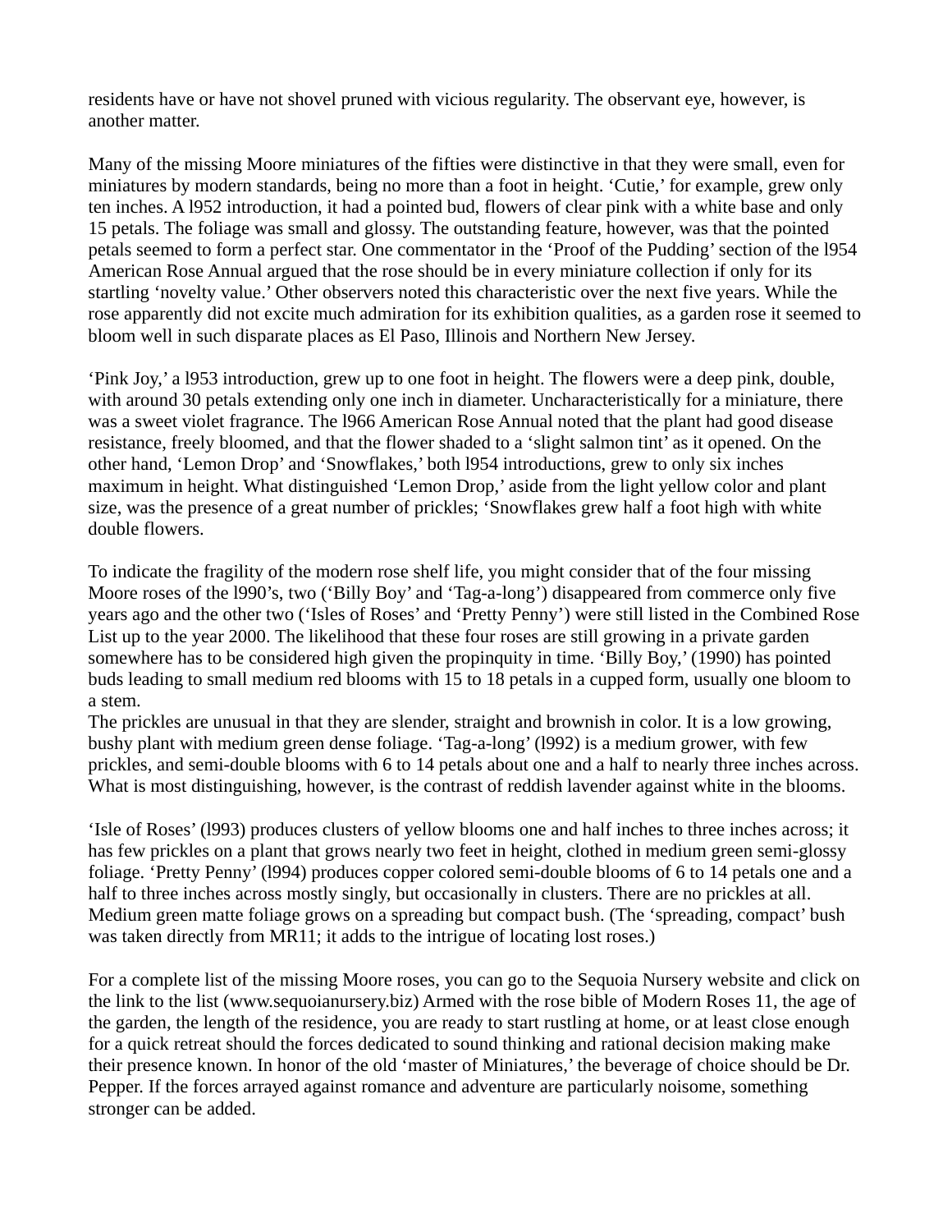residents have or have not shovel pruned with vicious regularity. The observant eye, however, is another matter.

Many of the missing Moore miniatures of the fifties were distinctive in that they were small, even for miniatures by modern standards, being no more than a foot in height. 'Cutie,' for example, grew only ten inches. A l952 introduction, it had a pointed bud, flowers of clear pink with a white base and only 15 petals. The foliage was small and glossy. The outstanding feature, however, was that the pointed petals seemed to form a perfect star. One commentator in the 'Proof of the Pudding' section of the l954 American Rose Annual argued that the rose should be in every miniature collection if only for its startling 'novelty value.' Other observers noted this characteristic over the next five years. While the rose apparently did not excite much admiration for its exhibition qualities, as a garden rose it seemed to bloom well in such disparate places as El Paso, Illinois and Northern New Jersey.

'Pink Joy,' a l953 introduction, grew up to one foot in height. The flowers were a deep pink, double, with around 30 petals extending only one inch in diameter. Uncharacteristically for a miniature, there was a sweet violet fragrance. The l966 American Rose Annual noted that the plant had good disease resistance, freely bloomed, and that the flower shaded to a 'slight salmon tint' as it opened. On the other hand, 'Lemon Drop' and 'Snowflakes,' both l954 introductions, grew to only six inches maximum in height. What distinguished 'Lemon Drop,' aside from the light yellow color and plant size, was the presence of a great number of prickles; 'Snowflakes grew half a foot high with white double flowers.

To indicate the fragility of the modern rose shelf life, you might consider that of the four missing Moore roses of the l990's, two ('Billy Boy' and 'Tag-a-long') disappeared from commerce only five years ago and the other two ('Isles of Roses' and 'Pretty Penny') were still listed in the Combined Rose List up to the year 2000. The likelihood that these four roses are still growing in a private garden somewhere has to be considered high given the propinquity in time. 'Billy Boy,' (1990) has pointed buds leading to small medium red blooms with 15 to 18 petals in a cupped form, usually one bloom to a stem.
The prickles are unusual in that they are slender, straight and brownish in color. It is a low growing, bushy plant with medium green dense foliage. 'Tag-a-long' (l992) is a medium grower, with few prickles, and semi-double blooms with 6 to 14 petals about one and a half to nearly three inches across. What is most distinguishing, however, is the contrast of reddish lavender against white in the blooms.

'Isle of Roses' (l993) produces clusters of yellow blooms one and half inches to three inches across; it has few prickles on a plant that grows nearly two feet in height, clothed in medium green semi-glossy foliage. 'Pretty Penny' (l994) produces copper colored semi-double blooms of 6 to 14 petals one and a half to three inches across mostly singly, but occasionally in clusters. There are no prickles at all. Medium green matte foliage grows on a spreading but compact bush. (The 'spreading, compact' bush was taken directly from MR11; it adds to the intrigue of locating lost roses.)

For a complete list of the missing Moore roses, you can go to the Sequoia Nursery website and click on the link to the list (www.sequoianursery.biz) Armed with the rose bible of Modern Roses 11, the age of the garden, the length of the residence, you are ready to start rustling at home, or at least close enough for a quick retreat should the forces dedicated to sound thinking and rational decision making make their presence known. In honor of the old 'master of Miniatures,' the beverage of choice should be Dr. Pepper. If the forces arrayed against romance and adventure are particularly noisome, something stronger can be added.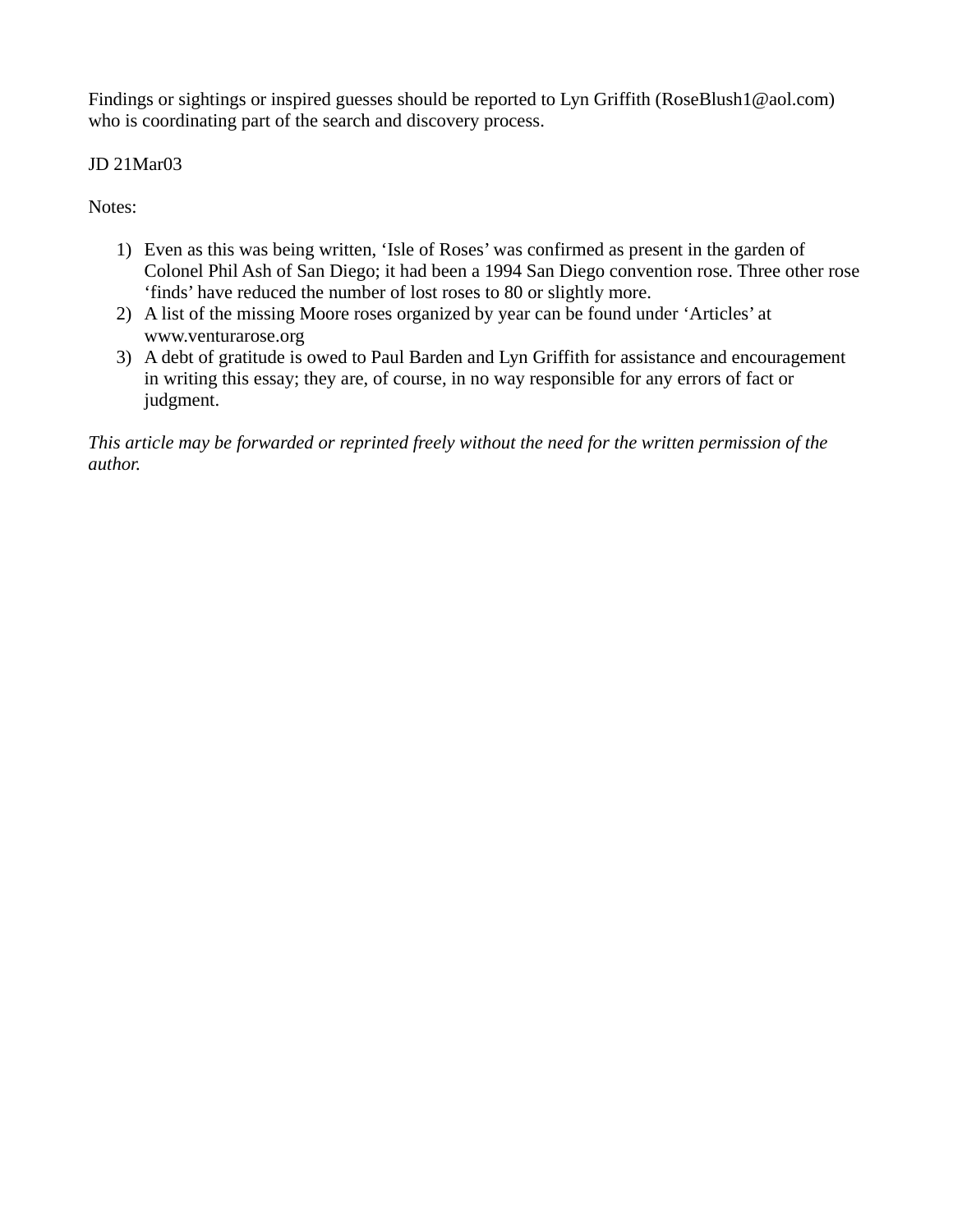Findings or sightings or inspired guesses should be reported to Lyn Griffith (RoseBlush1@aol.com) who is coordinating part of the search and discovery process.

JD 21Mar03

Notes:

1) Even as this was being written, 'Isle of Roses' was confirmed as present in the garden of Colonel Phil Ash of San Diego; it had been a 1994 San Diego convention rose. Three other rose 'finds' have reduced the number of lost roses to 80 or slightly more.
2) A list of the missing Moore roses organized by year can be found under 'Articles' at www.venturarose.org
3) A debt of gratitude is owed to Paul Barden and Lyn Griffith for assistance and encouragement in writing this essay; they are, of course, in no way responsible for any errors of fact or judgment.

*This article may be forwarded or reprinted freely without the need for the written permission of the author.*